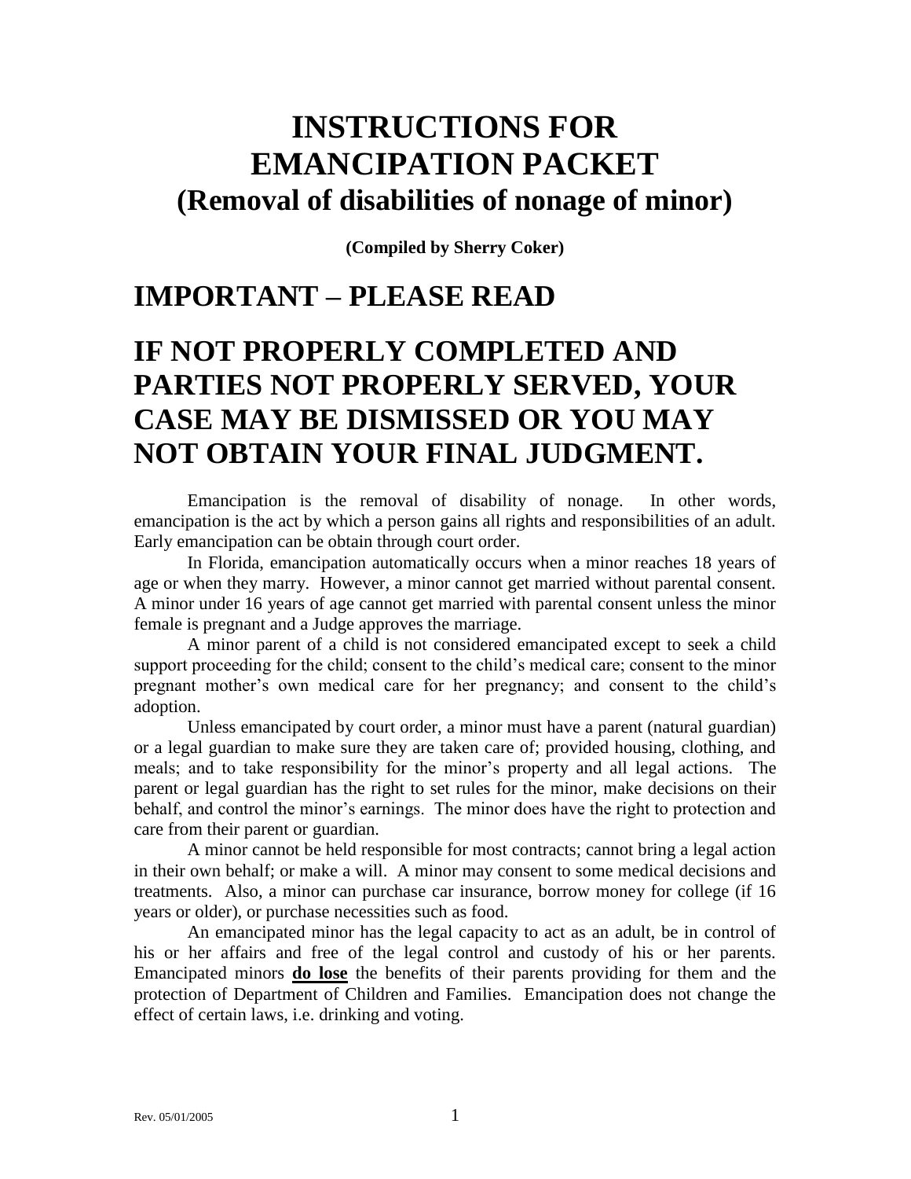# INSTRUCTIONS FOR EMANCIPATION PACKET
## (Removal of disabilities of nonage of minor)

**(Compiled by Sherry Coker)**

# IMPORTANT – PLEASE READ

# IF NOT PROPERLY COMPLETED AND PARTIES NOT PROPERLY SERVED, YOUR CASE MAY BE DISMISSED OR YOU MAY NOT OBTAIN YOUR FINAL JUDGMENT.

Emancipation is the removal of disability of nonage. In other words, emancipation is the act by which a person gains all rights and responsibilities of an adult. Early emancipation can be obtain through court order.

In Florida, emancipation automatically occurs when a minor reaches 18 years of age or when they marry. However, a minor cannot get married without parental consent. A minor under 16 years of age cannot get married with parental consent unless the minor female is pregnant and a Judge approves the marriage.

A minor parent of a child is not considered emancipated except to seek a child support proceeding for the child; consent to the child's medical care; consent to the minor pregnant mother's own medical care for her pregnancy; and consent to the child's adoption.

Unless emancipated by court order, a minor must have a parent (natural guardian) or a legal guardian to make sure they are taken care of; provided housing, clothing, and meals; and to take responsibility for the minor's property and all legal actions. The parent or legal guardian has the right to set rules for the minor, make decisions on their behalf, and control the minor's earnings. The minor does have the right to protection and care from their parent or guardian.

A minor cannot be held responsible for most contracts; cannot bring a legal action in their own behalf; or make a will. A minor may consent to some medical decisions and treatments. Also, a minor can purchase car insurance, borrow money for college (if 16 years or older), or purchase necessities such as food.

An emancipated minor has the legal capacity to act as an adult, be in control of his or her affairs and free of the legal control and custody of his or her parents. Emancipated minors **do lose** the benefits of their parents providing for them and the protection of Department of Children and Families. Emancipation does not change the effect of certain laws, i.e. drinking and voting.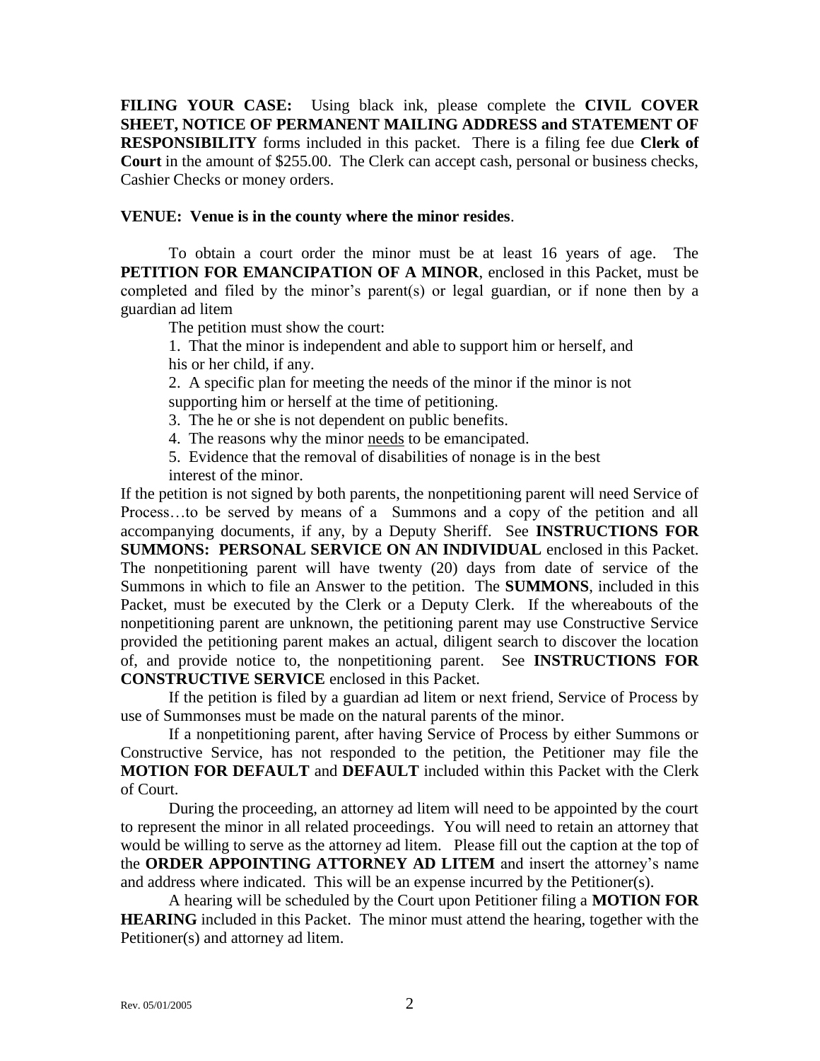**FILING YOUR CASE:** Using black ink, please complete the **CIVIL COVER SHEET, NOTICE OF PERMANENT MAILING ADDRESS and STATEMENT OF RESPONSIBILITY** forms included in this packet. There is a filing fee due **Clerk of Court** in the amount of $255.00. The Clerk can accept cash, personal or business checks, Cashier Checks or money orders.

**VENUE: Venue is in the county where the minor resides**.

To obtain a court order the minor must be at least 16 years of age. The **PETITION FOR EMANCIPATION OF A MINOR**, enclosed in this Packet, must be completed and filed by the minor's parent(s) or legal guardian, or if none then by a guardian ad litem

The petition must show the court:

1. That the minor is independent and able to support him or herself, and his or her child, if any.
2. A specific plan for meeting the needs of the minor if the minor is not supporting him or herself at the time of petitioning.
3. The he or she is not dependent on public benefits.
4. The reasons why the minor <u>needs</u> to be emancipated.
5. Evidence that the removal of disabilities of nonage is in the best interest of the minor.

If the petition is not signed by both parents, the nonpetitioning parent will need Service of Process…to be served by means of a Summons and a copy of the petition and all accompanying documents, if any, by a Deputy Sheriff. See **INSTRUCTIONS FOR SUMMONS: PERSONAL SERVICE ON AN INDIVIDUAL** enclosed in this Packet. The nonpetitioning parent will have twenty (20) days from date of service of the Summons in which to file an Answer to the petition. The **SUMMONS**, included in this Packet, must be executed by the Clerk or a Deputy Clerk. If the whereabouts of the nonpetitioning parent are unknown, the petitioning parent may use Constructive Service provided the petitioning parent makes an actual, diligent search to discover the location of, and provide notice to, the nonpetitioning parent. See **INSTRUCTIONS FOR CONSTRUCTIVE SERVICE** enclosed in this Packet.

If the petition is filed by a guardian ad litem or next friend, Service of Process by use of Summonses must be made on the natural parents of the minor.

If a nonpetitioning parent, after having Service of Process by either Summons or Constructive Service, has not responded to the petition, the Petitioner may file the **MOTION FOR DEFAULT** and **DEFAULT** included within this Packet with the Clerk of Court.

During the proceeding, an attorney ad litem will need to be appointed by the court to represent the minor in all related proceedings. You will need to retain an attorney that would be willing to serve as the attorney ad litem. Please fill out the caption at the top of the **ORDER APPOINTING ATTORNEY AD LITEM** and insert the attorney's name and address where indicated. This will be an expense incurred by the Petitioner(s).

A hearing will be scheduled by the Court upon Petitioner filing a **MOTION FOR HEARING** included in this Packet. The minor must attend the hearing, together with the Petitioner(s) and attorney ad litem.

Rev. 05/01/2005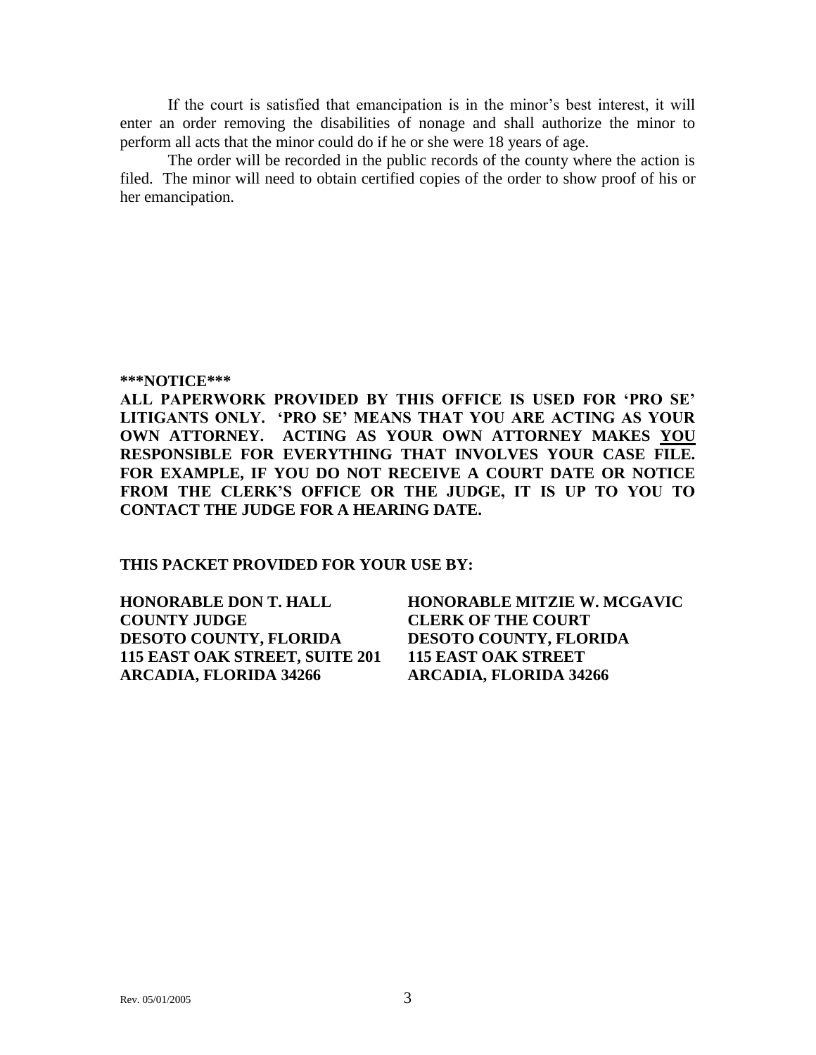If the court is satisfied that emancipation is in the minor's best interest, it will enter an order removing the disabilities of nonage and shall authorize the minor to perform all acts that the minor could do if he or she were 18 years of age.

The order will be recorded in the public records of the county where the action is filed. The minor will need to obtain certified copies of the order to show proof of his or her emancipation.

**\*\*\*NOTICE\*\*\***
**ALL PAPERWORK PROVIDED BY THIS OFFICE IS USED FOR 'PRO SE' LITIGANTS ONLY. 'PRO SE' MEANS THAT YOU ARE ACTING AS YOUR OWN ATTORNEY. ACTING AS YOUR OWN ATTORNEY MAKES <u>YOU</u> RESPONSIBLE FOR EVERYTHING THAT INVOLVES YOUR CASE FILE. FOR EXAMPLE, IF YOU DO NOT RECEIVE A COURT DATE OR NOTICE FROM THE CLERK'S OFFICE OR THE JUDGE, IT IS UP TO YOU TO CONTACT THE JUDGE FOR A HEARING DATE.**

**THIS PACKET PROVIDED FOR YOUR USE BY:**

**HONORABLE DON T. HALL**
**COUNTY JUDGE**
**DESOTO COUNTY, FLORIDA**
**115 EAST OAK STREET, SUITE 201**
**ARCADIA, FLORIDA 34266**

**HONORABLE MITZIE W. MCGAVIC**
**CLERK OF THE COURT**
**DESOTO COUNTY, FLORIDA**
**115 EAST OAK STREET**
**ARCADIA, FLORIDA 34266**

Rev. 05/01/2005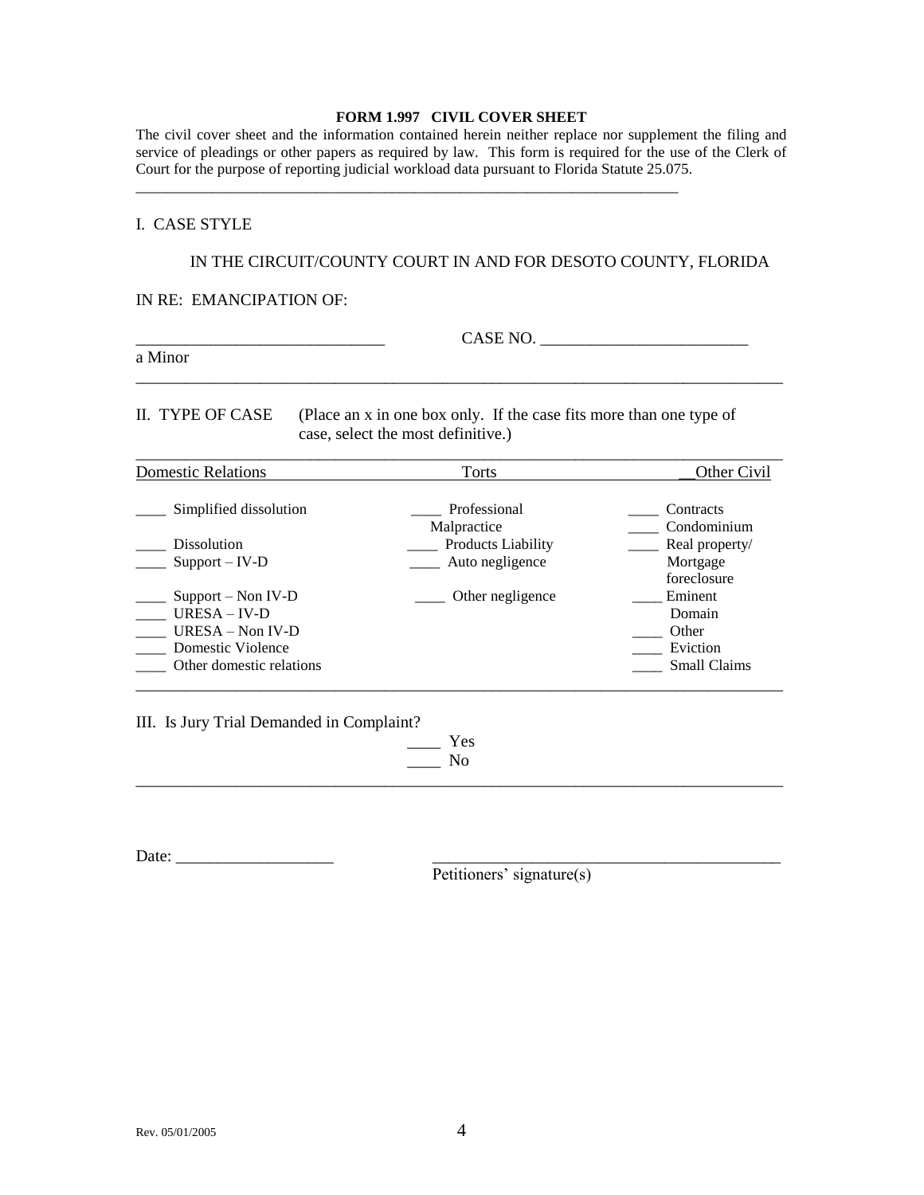**FORM 1.997 CIVIL COVER SHEET**

The civil cover sheet and the information contained herein neither replace nor supplement the filing and service of pleadings or other papers as required by law. This form is required for the use of the Clerk of Court for the purpose of reporting judicial workload data pursuant to Florida Statute 25.075.

---

I. CASE STYLE

IN THE CIRCUIT/COUNTY COURT IN AND FOR DESOTO COUNTY, FLORIDA

IN RE: EMANCIPATION OF:

______________________________ CASE NO. _________________________

a Minor

---

II. TYPE OF CASE (Place an x in one box only. If the case fits more than one type of case, select the most definitive.)

| Domestic Relations | Torts | __Other Civil |
|---|---|---|
| ____ Simplified dissolution | ____ Professional Malpractice | ____ Contracts |
| ____ Dissolution | ____ Products Liability | ____ Condominium |
| ____ Support – IV-D | ____ Auto negligence | ____ Real property/ Mortgage foreclosure |
| ____ Support – Non IV-D | ____ Other negligence | ____ Eminent Domain |
| ____ URESA – IV-D | | ____ Other |
| ____ URESA – Non IV-D | | ____ Eviction |
| ____ Domestic Violence | | ____ Small Claims |
| ____ Other domestic relations | | |

---

III. Is Jury Trial Demanded in Complaint?

____ Yes
____ No

---

Date: ___________________ ___________________________________________
Petitioners' signature(s)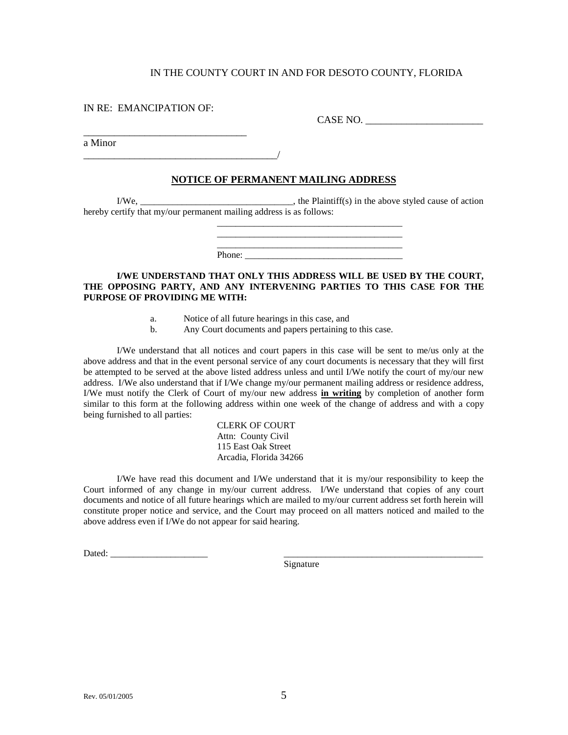IN THE COUNTY COURT IN AND FOR DESOTO COUNTY, FLORIDA

IN RE: EMANCIPATION OF:

CASE NO. ________________________

_________________________________
a Minor
________________________________________/

**NOTICE OF PERMANENT MAILING ADDRESS**

I/We, _________________________________, the Plaintiff(s) in the above styled cause of action hereby certify that my/our permanent mailing address is as follows:

________________________________________
________________________________________
________________________________________
Phone: __________________________________

**I/WE UNDERSTAND THAT ONLY THIS ADDRESS WILL BE USED BY THE COURT, THE OPPOSING PARTY, AND ANY INTERVENING PARTIES TO THIS CASE FOR THE PURPOSE OF PROVIDING ME WITH:**

a. Notice of all future hearings in this case, and
b. Any Court documents and papers pertaining to this case.

I/We understand that all notices and court papers in this case will be sent to me/us only at the above address and that in the event personal service of any court documents is necessary that they will first be attempted to be served at the above listed address unless and until I/We notify the court of my/our new address. I/We also understand that if I/We change my/our permanent mailing address or residence address, I/We must notify the Clerk of Court of my/our new address **in writing** by completion of another form similar to this form at the following address within one week of the change of address and with a copy being furnished to all parties:

CLERK OF COURT
Attn: County Civil
115 East Oak Street
Arcadia, Florida 34266

I/We have read this document and I/We understand that it is my/our responsibility to keep the Court informed of any change in my/our current address. I/We understand that copies of any court documents and notice of all future hearings which are mailed to my/our current address set forth herein will constitute proper notice and service, and the Court may proceed on all matters noticed and mailed to the above address even if I/We do not appear for said hearing.

Dated: _____________________ ____________________________________________
Signature

Rev. 05/01/2005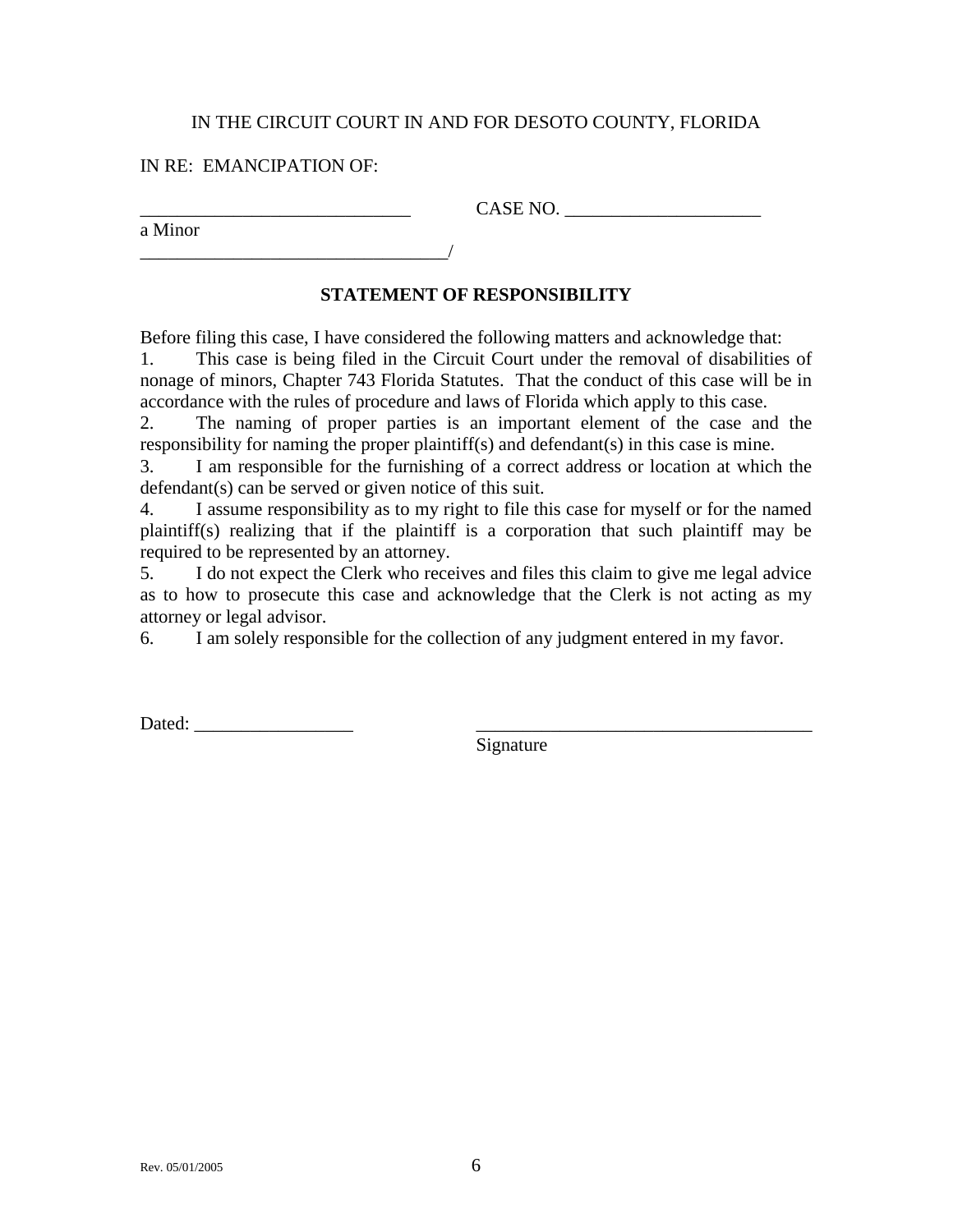IN THE CIRCUIT COURT IN AND FOR DESOTO COUNTY, FLORIDA

IN RE: EMANCIPATION OF:

_____________________________ CASE NO. _____________________

a Minor

_________________________________/

**STATEMENT OF RESPONSIBILITY**

Before filing this case, I have considered the following matters and acknowledge that:

1. This case is being filed in the Circuit Court under the removal of disabilities of nonage of minors, Chapter 743 Florida Statutes. That the conduct of this case will be in accordance with the rules of procedure and laws of Florida which apply to this case.
2. The naming of proper parties is an important element of the case and the responsibility for naming the proper plaintiff(s) and defendant(s) in this case is mine.
3. I am responsible for the furnishing of a correct address or location at which the defendant(s) can be served or given notice of this suit.
4. I assume responsibility as to my right to file this case for myself or for the named plaintiff(s) realizing that if the plaintiff is a corporation that such plaintiff may be required to be represented by an attorney.
5. I do not expect the Clerk who receives and files this claim to give me legal advice as to how to prosecute this case and acknowledge that the Clerk is not acting as my attorney or legal advisor.
6. I am solely responsible for the collection of any judgment entered in my favor.

Dated: _________________ _____________________________________
Signature

Rev. 05/01/2005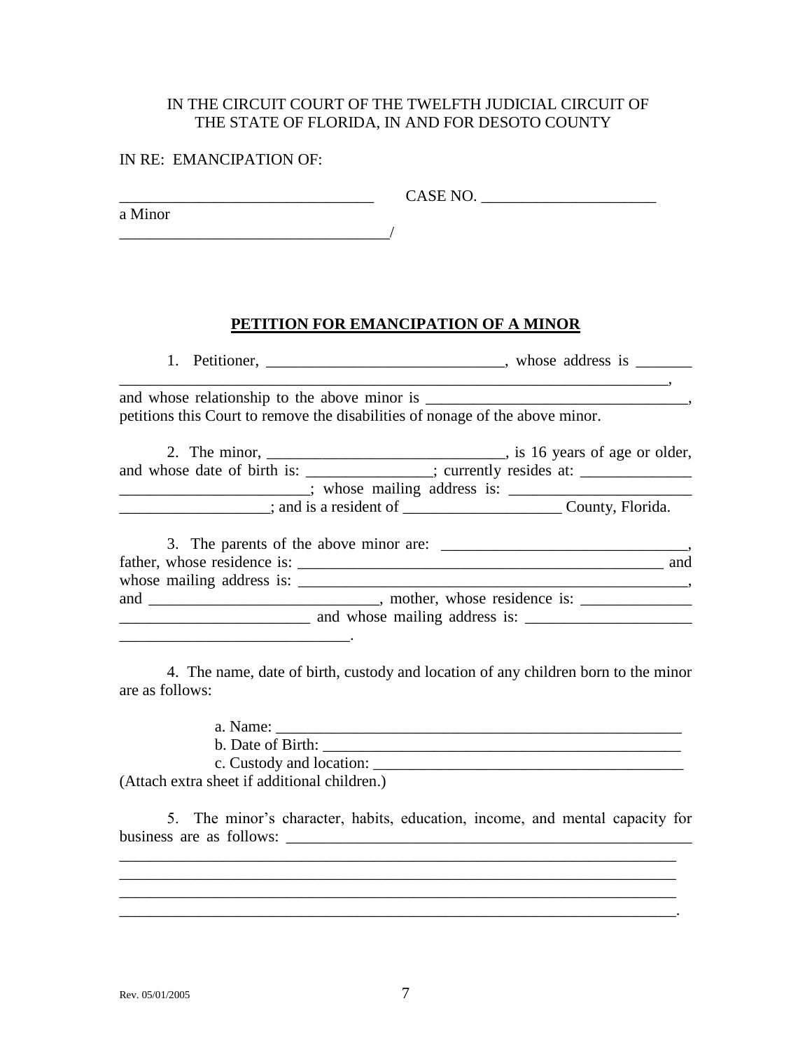IN THE CIRCUIT COURT OF THE TWELFTH JUDICIAL CIRCUIT OF THE STATE OF FLORIDA, IN AND FOR DESOTO COUNTY

IN RE: EMANCIPATION OF:

_______________________________ CASE NO. _____________________

a Minor

_________________________________/

## PETITION FOR EMANCIPATION OF A MINOR

1. Petitioner, _____________________________, whose address is _______ ___________________________________________________________________, and whose relationship to the above minor is ________________________________, petitions this Court to remove the disabilities of nonage of the above minor.

2. The minor, _____________________________, is 16 years of age or older, and whose date of birth is: _______________; currently resides at: _____________ _______________________; whose mailing address is: ______________________ __________________; and is a resident of ___________________ County, Florida.

3. The parents of the above minor are: ______________________________, father, whose residence is: _____________________________________________ and whose mailing address is: ________________________________________________, and ____________________________, mother, whose residence is: _____________ _______________________ and whose mailing address is: ____________________ ____________________________.

4. The name, date of birth, custody and location of any children born to the minor are as follows:

a. Name: __________________________________________________
b. Date of Birth: ____________________________________________
c. Custody and location: ______________________________________

(Attach extra sheet if additional children.)

5. The minor's character, habits, education, income, and mental capacity for business are as follows: ____________________________________________________ ______________________________________________________________________ ______________________________________________________________________ ______________________________________________________________________ ______________________________________________________________________.

Rev. 05/01/2005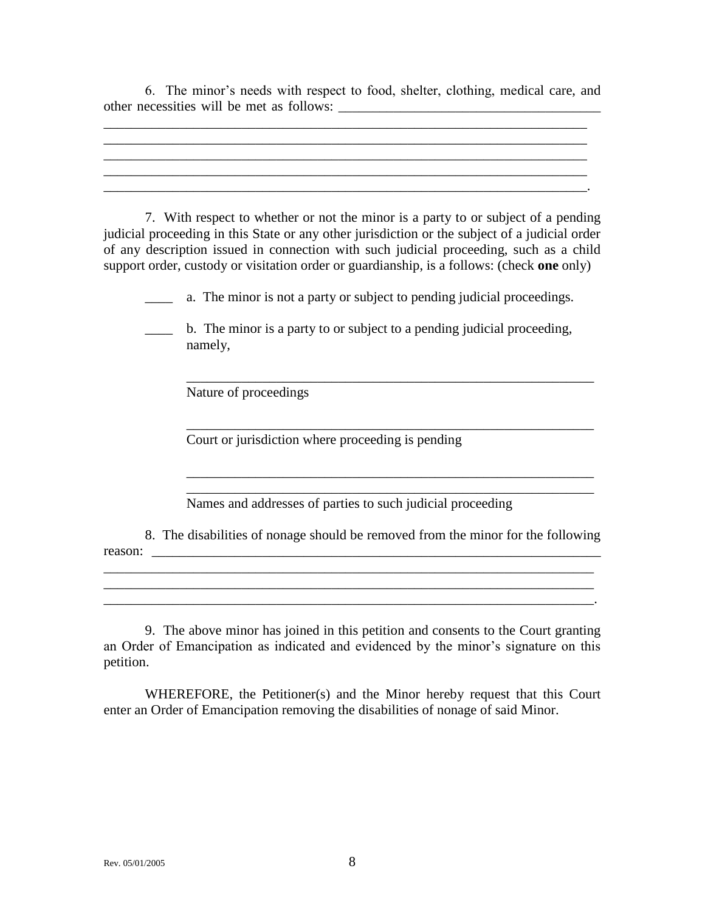6. The minor's needs with respect to food, shelter, clothing, medical care, and other necessities will be met as follows: ______________________________________

________________________________________________________________________
________________________________________________________________________
________________________________________________________________________
________________________________________________________________________
________________________________________________________________________.

7. With respect to whether or not the minor is a party to or subject of a pending judicial proceeding in this State or any other jurisdiction or the subject of a judicial order of any description issued in connection with such judicial proceeding, such as a child support order, custody or visitation order or guardianship, is a follows: (check **one** only)

____ a. The minor is not a party or subject to pending judicial proceedings.

____ b. The minor is a party to or subject to a pending judicial proceeding, namely,

______________________________________________________________
Nature of proceedings

______________________________________________________________
Court or jurisdiction where proceeding is pending

______________________________________________________________
______________________________________________________________
Names and addresses of parties to such judicial proceeding

8. The disabilities of nonage should be removed from the minor for the following reason: ____________________________________________________________________

________________________________________________________________________
________________________________________________________________________
________________________________________________________________________.

9. The above minor has joined in this petition and consents to the Court granting an Order of Emancipation as indicated and evidenced by the minor's signature on this petition.

WHEREFORE, the Petitioner(s) and the Minor hereby request that this Court enter an Order of Emancipation removing the disabilities of nonage of said Minor.

Rev. 05/01/2005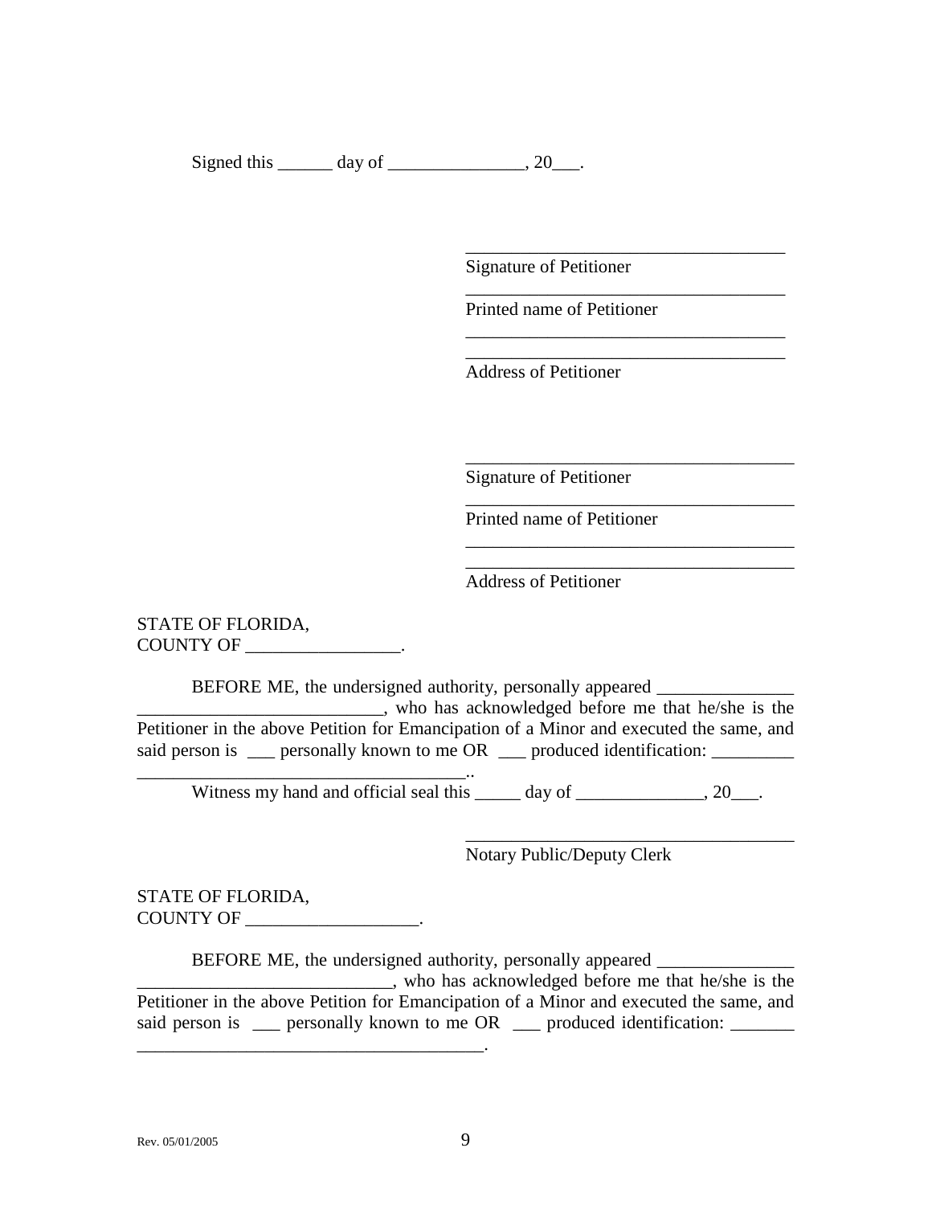Signed this ______ day of _______________, 20___.

___________________________________
Signature of Petitioner
___________________________________
Printed name of Petitioner
___________________________________
___________________________________
Address of Petitioner

___________________________________
Signature of Petitioner
___________________________________
Printed name of Petitioner
___________________________________
___________________________________
Address of Petitioner

STATE OF FLORIDA,
COUNTY OF _________________.

BEFORE ME, the undersigned authority, personally appeared _______________ ___________________________, who has acknowledged before me that he/she is the Petitioner in the above Petition for Emancipation of a Minor and executed the same, and said person is ___ personally known to me OR ___ produced identification: _________ _____________________________________..

Witness my hand and official seal this _____ day of ______________, 20___.

___________________________________
Notary Public/Deputy Clerk

STATE OF FLORIDA,
COUNTY OF ___________________.

BEFORE ME, the undersigned authority, personally appeared _______________ ____________________________, who has acknowledged before me that he/she is the Petitioner in the above Petition for Emancipation of a Minor and executed the same, and said person is ___ personally known to me OR ___ produced identification: _______ _______________________________________.

Rev. 05/01/2005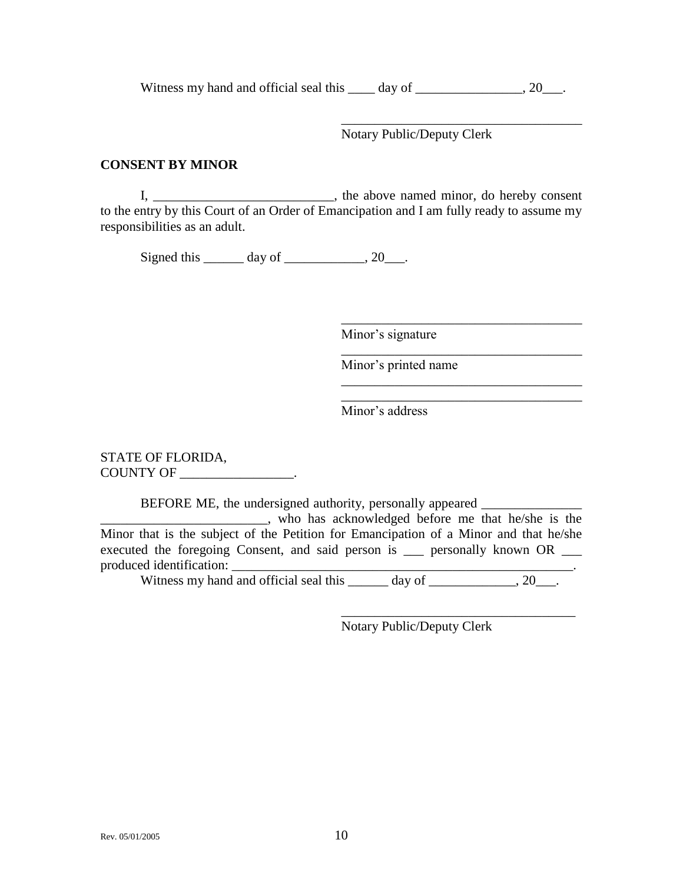Witness my hand and official seal this ____ day of ________________, 20___.

_____________________________________
Notary Public/Deputy Clerk

**CONSENT BY MINOR**

I, ___________________________, the above named minor, do hereby consent to the entry by this Court of an Order of Emancipation and I am fully ready to assume my responsibilities as an adult.

Signed this ______ day of ____________, 20___.

_____________________________________
Minor's signature

_____________________________________
Minor's printed name

_____________________________________
_____________________________________
Minor's address

STATE OF FLORIDA,
COUNTY OF _________________.

BEFORE ME, the undersigned authority, personally appeared _______________ _________________________, who has acknowledged before me that he/she is the Minor that is the subject of the Petition for Emancipation of a Minor and that he/she executed the foregoing Consent, and said person is ___ personally known OR ___ produced identification: ____________________________________________________.
Witness my hand and official seal this ______ day of _____________, 20___.

____________________________________
Notary Public/Deputy Clerk

Rev. 05/01/2005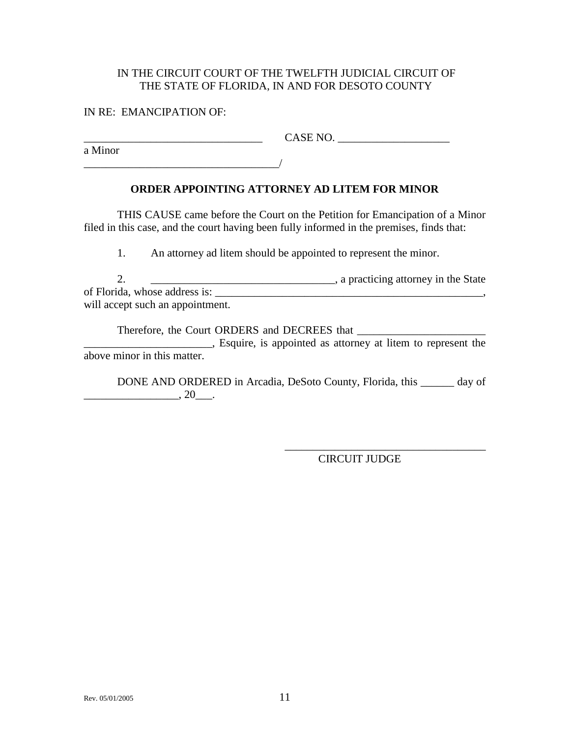IN THE CIRCUIT COURT OF THE TWELFTH JUDICIAL CIRCUIT OF
THE STATE OF FLORIDA, IN AND FOR DESOTO COUNTY

IN RE: EMANCIPATION OF:

________________________________ CASE NO. ____________________
a Minor
___________________________________/

**ORDER APPOINTING ATTORNEY AD LITEM FOR MINOR**

THIS CAUSE came before the Court on the Petition for Emancipation of a Minor filed in this case, and the court having been fully informed in the premises, finds that:

1. An attorney ad litem should be appointed to represent the minor.

2. _________________________________, a practicing attorney in the State of Florida, whose address is: __________________________________________________, will accept such an appointment.

Therefore, the Court ORDERS and DECREES that _______________________ _______________________, Esquire, is appointed as attorney at litem to represent the above minor in this matter.

DONE AND ORDERED in Arcadia, DeSoto County, Florida, this ______ day of _________________, 20___.

_____________________________________
CIRCUIT JUDGE

Rev. 05/01/2005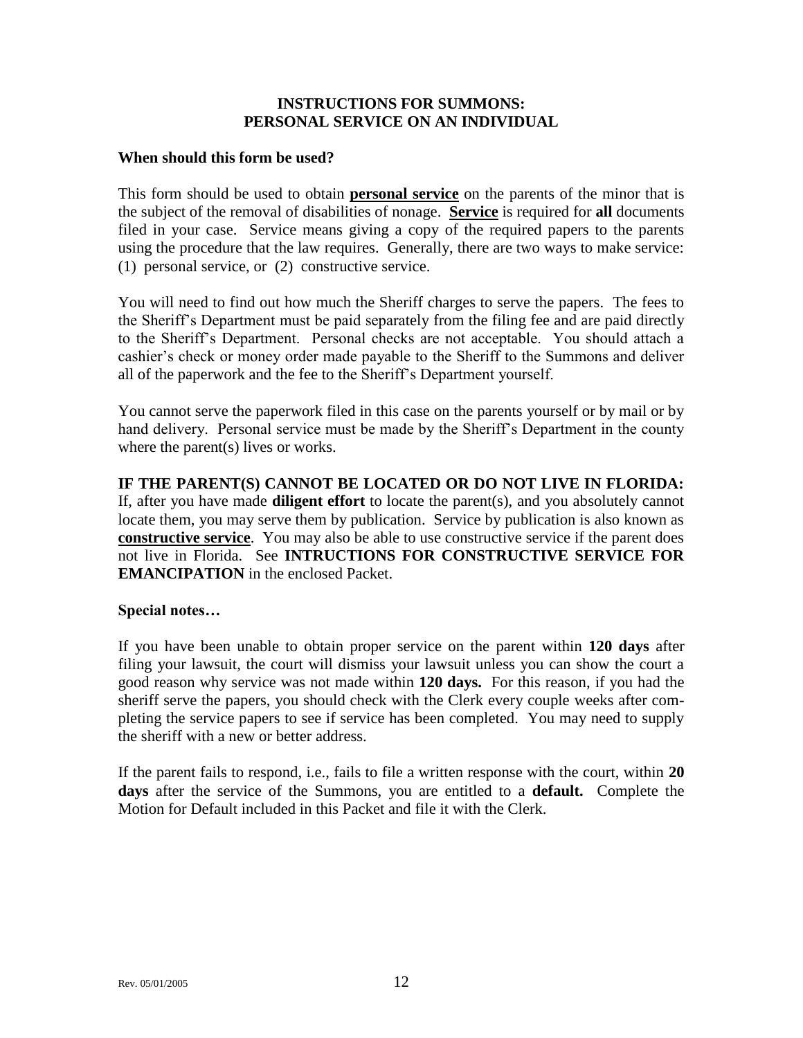## INSTRUCTIONS FOR SUMMONS:
## PERSONAL SERVICE ON AN INDIVIDUAL

**When should this form be used?**

This form should be used to obtain **personal service** on the parents of the minor that is the subject of the removal of disabilities of nonage. **Service** is required for **all** documents filed in your case. Service means giving a copy of the required papers to the parents using the procedure that the law requires. Generally, there are two ways to make service: (1) personal service, or (2) constructive service.

You will need to find out how much the Sheriff charges to serve the papers. The fees to the Sheriff's Department must be paid separately from the filing fee and are paid directly to the Sheriff's Department. Personal checks are not acceptable. You should attach a cashier's check or money order made payable to the Sheriff to the Summons and deliver all of the paperwork and the fee to the Sheriff's Department yourself.

You cannot serve the paperwork filed in this case on the parents yourself or by mail or by hand delivery. Personal service must be made by the Sheriff's Department in the county where the parent(s) lives or works.

**IF THE PARENT(S) CANNOT BE LOCATED OR DO NOT LIVE IN FLORIDA:** If, after you have made **diligent effort** to locate the parent(s), and you absolutely cannot locate them, you may serve them by publication. Service by publication is also known as **constructive service**. You may also be able to use constructive service if the parent does not live in Florida. See **INTRUCTIONS FOR CONSTRUCTIVE SERVICE FOR EMANCIPATION** in the enclosed Packet.

**Special notes…**

If you have been unable to obtain proper service on the parent within **120 days** after filing your lawsuit, the court will dismiss your lawsuit unless you can show the court a good reason why service was not made within **120 days.** For this reason, if you had the sheriff serve the papers, you should check with the Clerk every couple weeks after completing the service papers to see if service has been completed. You may need to supply the sheriff with a new or better address.

If the parent fails to respond, i.e., fails to file a written response with the court, within **20 days** after the service of the Summons, you are entitled to a **default.** Complete the Motion for Default included in this Packet and file it with the Clerk.

Rev. 05/01/2005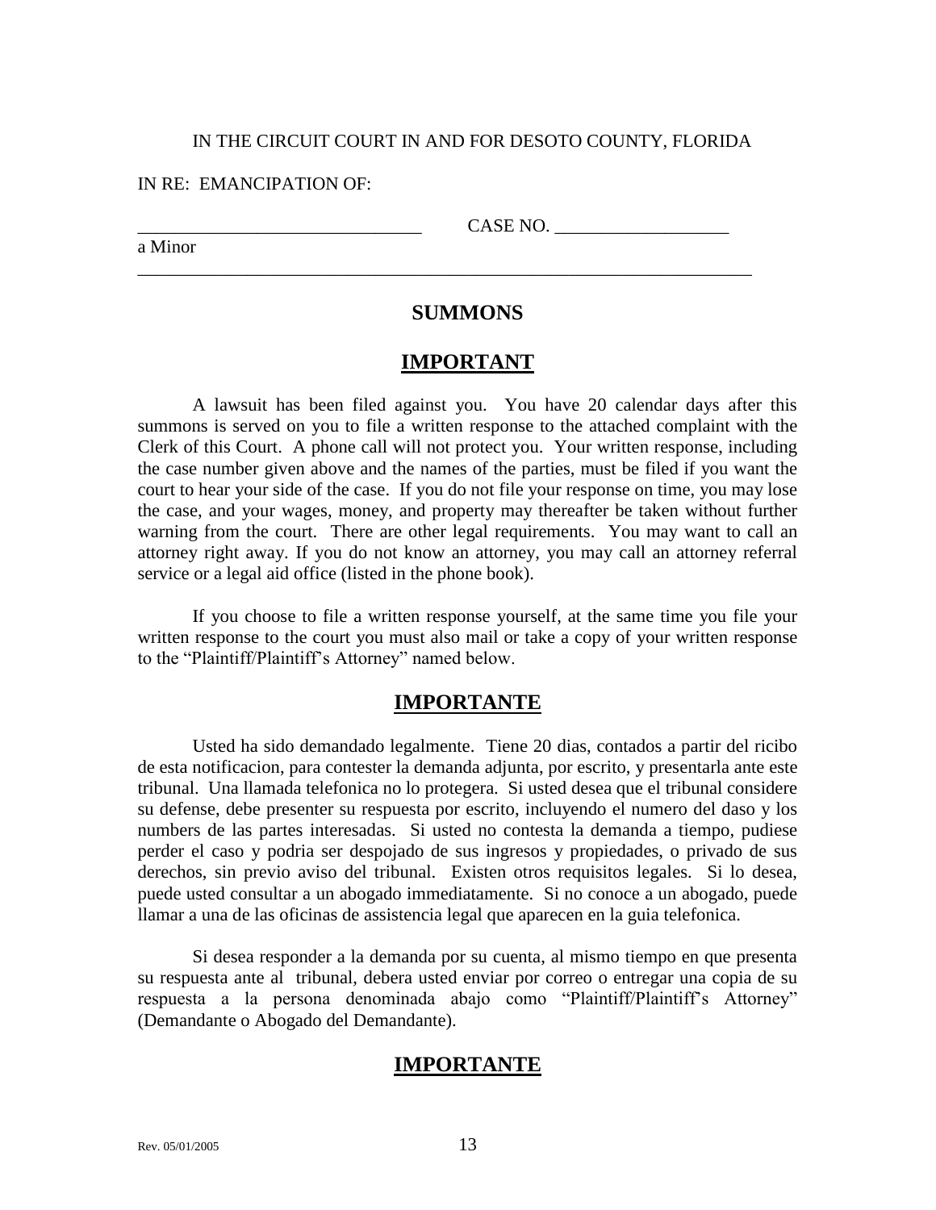IN THE CIRCUIT COURT IN AND FOR DESOTO COUNTY, FLORIDA

IN RE: EMANCIPATION OF:

_______________________________ CASE NO. ___________________

a Minor

_____________________________________________________________________

## SUMMONS

## IMPORTANT

A lawsuit has been filed against you. You have 20 calendar days after this summons is served on you to file a written response to the attached complaint with the Clerk of this Court. A phone call will not protect you. Your written response, including the case number given above and the names of the parties, must be filed if you want the court to hear your side of the case. If you do not file your response on time, you may lose the case, and your wages, money, and property may thereafter be taken without further warning from the court. There are other legal requirements. You may want to call an attorney right away. If you do not know an attorney, you may call an attorney referral service or a legal aid office (listed in the phone book).

If you choose to file a written response yourself, at the same time you file your written response to the court you must also mail or take a copy of your written response to the "Plaintiff/Plaintiff's Attorney" named below.

## IMPORTANTE

Usted ha sido demandado legalmente. Tiene 20 dias, contados a partir del ricibo de esta notificacion, para contester la demanda adjunta, por escrito, y presentarla ante este tribunal. Una llamada telefonica no lo protegera. Si usted desea que el tribunal considere su defense, debe presenter su respuesta por escrito, incluyendo el numero del daso y los numbers de las partes interesadas. Si usted no contesta la demanda a tiempo, pudiese perder el caso y podria ser despojado de sus ingresos y propiedades, o privado de sus derechos, sin previo aviso del tribunal. Existen otros requisitos legales. Si lo desea, puede usted consultar a un abogado immediatamente. Si no conoce a un abogado, puede llamar a una de las oficinas de assistencia legal que aparecen en la guia telefonica.

Si desea responder a la demanda por su cuenta, al mismo tiempo en que presenta su respuesta ante al tribunal, debera usted enviar por correo o entregar una copia de su respuesta a la persona denominada abajo como "Plaintiff/Plaintiff's Attorney" (Demandante o Abogado del Demandante).

## IMPORTANTE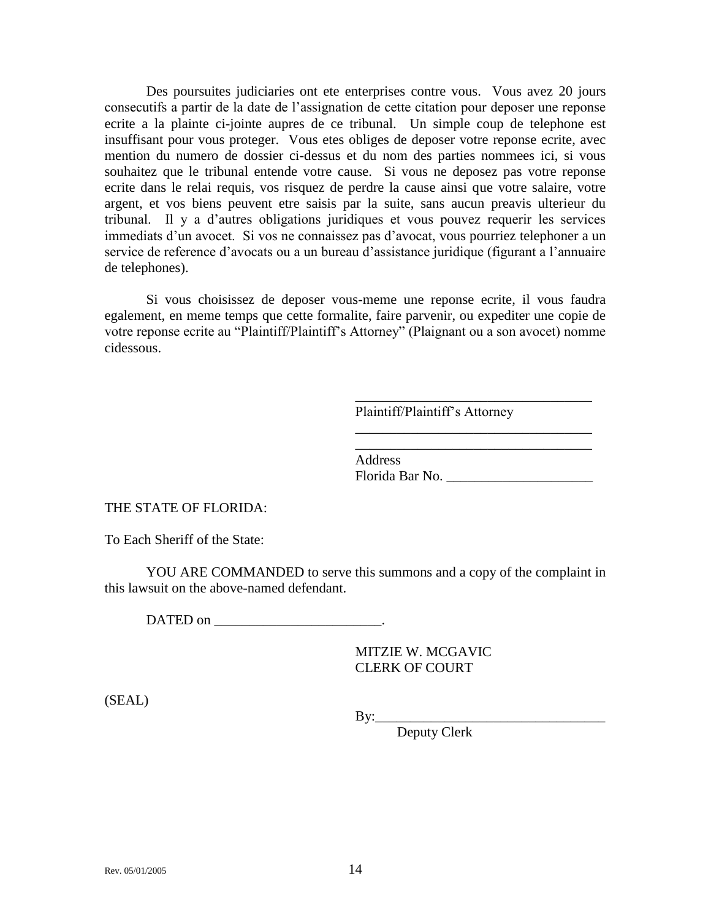Des poursuites judiciaries ont ete enterprises contre vous. Vous avez 20 jours consecutifs a partir de la date de l'assignation de cette citation pour deposer une reponse ecrite a la plainte ci-jointe aupres de ce tribunal. Un simple coup de telephone est insuffisant pour vous proteger. Vous etes obliges de deposer votre reponse ecrite, avec mention du numero de dossier ci-dessus et du nom des parties nommees ici, si vous souhaitez que le tribunal entende votre cause. Si vous ne deposez pas votre reponse ecrite dans le relai requis, vos risquez de perdre la cause ainsi que votre salaire, votre argent, et vos biens peuvent etre saisis par la suite, sans aucun preavis ulterieur du tribunal. Il y a d'autres obligations juridiques et vous pouvez requerir les services immediats d'un avocet. Si vos ne connaissez pas d'avocat, vous pourriez telephoner a un service de reference d'avocats ou a un bureau d'assistance juridique (figurant a l'annuaire de telephones).

Si vous choisissez de deposer vous-meme une reponse ecrite, il vous faudra egalement, en meme temps que cette formalite, faire parvenir, ou expediter une copie de votre reponse ecrite au "Plaintiff/Plaintiff's Attorney" (Plaignant ou a son avocet) nomme cidessous.

__________________________________
Plaintiff/Plaintiff's Attorney
__________________________________
__________________________________
Address
Florida Bar No. _____________________

THE STATE OF FLORIDA:

To Each Sheriff of the State:

YOU ARE COMMANDED to serve this summons and a copy of the complaint in this lawsuit on the above-named defendant.

DATED on ________________________.

MITZIE W. MCGAVIC
CLERK OF COURT

(SEAL)

By:_________________________________
Deputy Clerk

Rev. 05/01/2005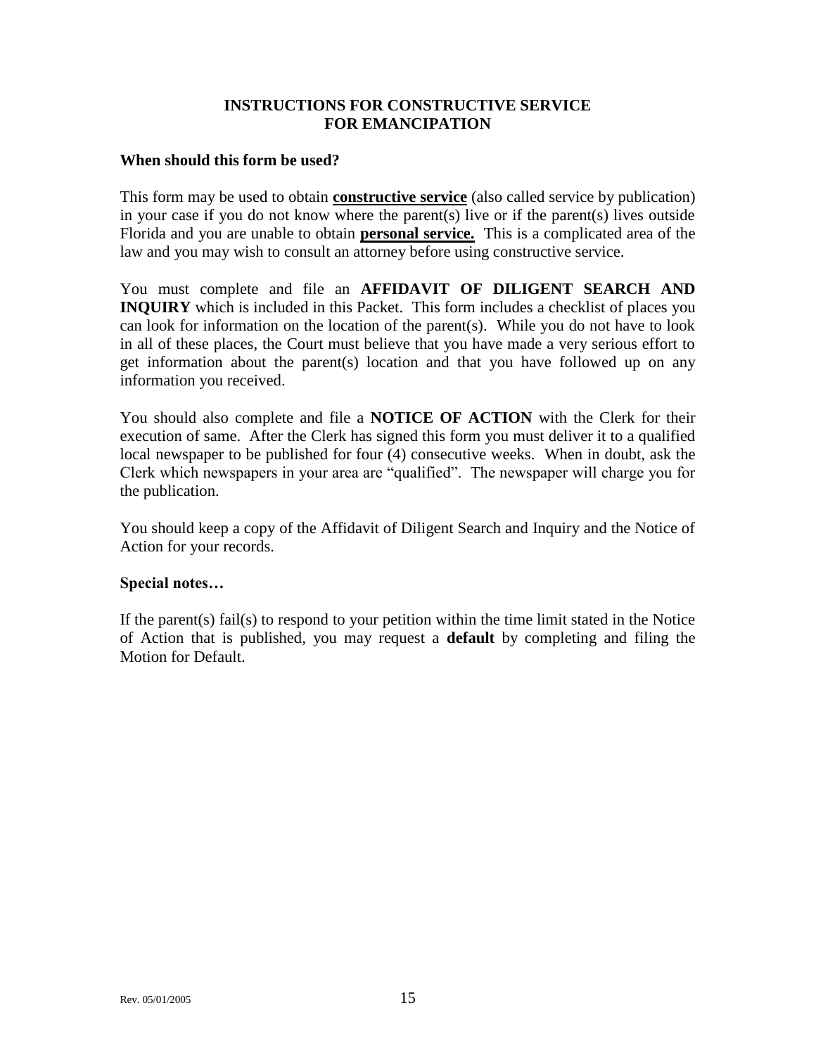# INSTRUCTIONS FOR CONSTRUCTIVE SERVICE FOR EMANCIPATION

**When should this form be used?**

This form may be used to obtain **constructive service** (also called service by publication) in your case if you do not know where the parent(s) live or if the parent(s) lives outside Florida and you are unable to obtain **personal service.** This is a complicated area of the law and you may wish to consult an attorney before using constructive service.

You must complete and file an **AFFIDAVIT OF DILIGENT SEARCH AND INQUIRY** which is included in this Packet. This form includes a checklist of places you can look for information on the location of the parent(s). While you do not have to look in all of these places, the Court must believe that you have made a very serious effort to get information about the parent(s) location and that you have followed up on any information you received.

You should also complete and file a **NOTICE OF ACTION** with the Clerk for their execution of same. After the Clerk has signed this form you must deliver it to a qualified local newspaper to be published for four (4) consecutive weeks. When in doubt, ask the Clerk which newspapers in your area are "qualified". The newspaper will charge you for the publication.

You should keep a copy of the Affidavit of Diligent Search and Inquiry and the Notice of Action for your records.

**Special notes…**

If the parent(s) fail(s) to respond to your petition within the time limit stated in the Notice of Action that is published, you may request a **default** by completing and filing the Motion for Default.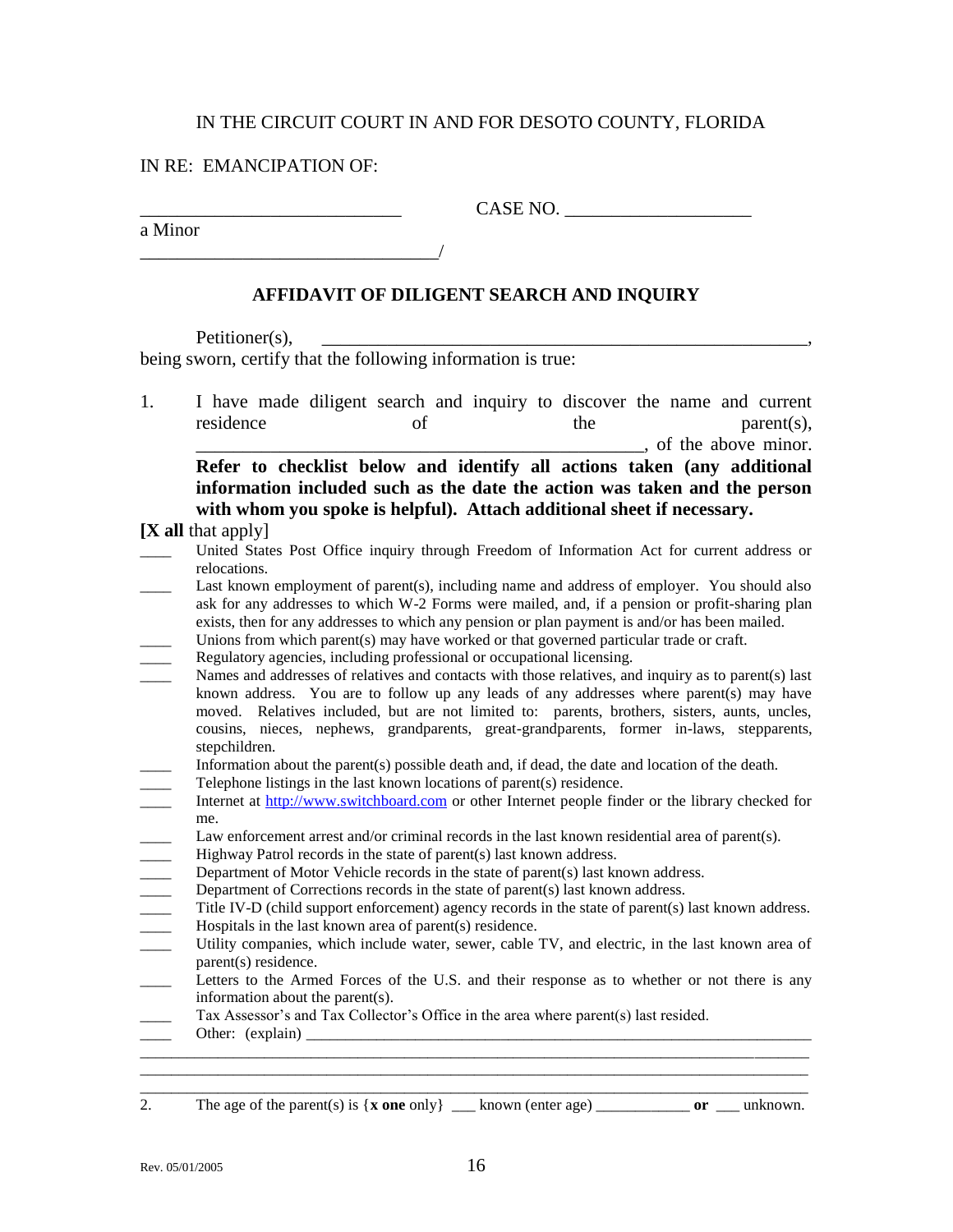IN THE CIRCUIT COURT IN AND FOR DESOTO COUNTY, FLORIDA

IN RE: EMANCIPATION OF:

____________________________ CASE NO. ____________________

a Minor

________________________________/

## AFFIDAVIT OF DILIGENT SEARCH AND INQUIRY

Petitioner(s), ______________________________________________________,
being sworn, certify that the following information is true:

1. I have made diligent search and inquiry to discover the name and current residence of the parent(s), ________________________________________________, of the above minor. **Refer to checklist below and identify all actions taken (any additional information included such as the date the action was taken and the person with whom you spoke is helpful). Attach additional sheet if necessary.**

**[X all** that apply]

____ United States Post Office inquiry through Freedom of Information Act for current address or relocations.

____ Last known employment of parent(s), including name and address of employer. You should also ask for any addresses to which W-2 Forms were mailed, and, if a pension or profit-sharing plan exists, then for any addresses to which any pension or plan payment is and/or has been mailed.

____ Unions from which parent(s) may have worked or that governed particular trade or craft.

____ Regulatory agencies, including professional or occupational licensing.

____ Names and addresses of relatives and contacts with those relatives, and inquiry as to parent(s) last known address. You are to follow up any leads of any addresses where parent(s) may have moved. Relatives included, but are not limited to: parents, brothers, sisters, aunts, uncles, cousins, nieces, nephews, grandparents, great-grandparents, former in-laws, stepparents, stepchildren.

____ Information about the parent(s) possible death and, if dead, the date and location of the death.

____ Telephone listings in the last known locations of parent(s) residence.

____ Internet at http://www.switchboard.com or other Internet people finder or the library checked for me.

____ Law enforcement arrest and/or criminal records in the last known residential area of parent(s).

____ Highway Patrol records in the state of parent(s) last known address.

____ Department of Motor Vehicle records in the state of parent(s) last known address.

____ Department of Corrections records in the state of parent(s) last known address.

____ Title IV-D (child support enforcement) agency records in the state of parent(s) last known address.

____ Hospitals in the last known area of parent(s) residence.

____ Utility companies, which include water, sewer, cable TV, and electric, in the last known area of parent(s) residence.

____ Letters to the Armed Forces of the U.S. and their response as to whether or not there is any information about the parent(s).

____ Tax Assessor's and Tax Collector's Office in the area where parent(s) last resided.

____ Other: (explain) ______________________________________________________________
______________________________________________________________________________
______________________________________________________________________________
______________________________________________________________________________

2. The age of the parent(s) is {**x one** only} ___ known (enter age) ____________ **or** ___ unknown.

Rev. 05/01/2005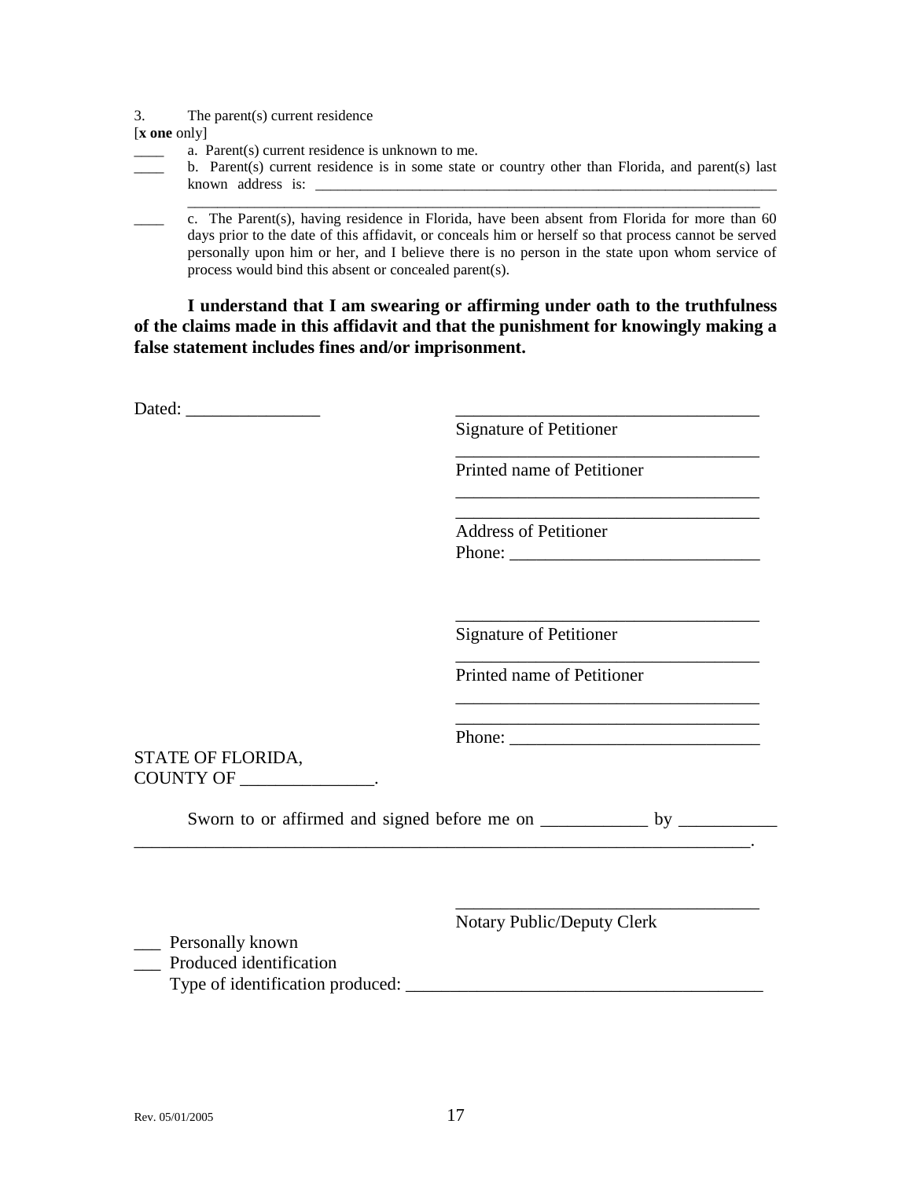3. The parent(s) current residence

[**x one** only]

____ a. Parent(s) current residence is unknown to me.

____ b. Parent(s) current residence is in some state or country other than Florida, and parent(s) last known address is: ________________________________________________________________
________________________________________________________________________________

____ c. The Parent(s), having residence in Florida, have been absent from Florida for more than 60 days prior to the date of this affidavit, or conceals him or herself so that process cannot be served personally upon him or her, and I believe there is no person in the state upon whom service of process would bind this absent or concealed parent(s).

**I understand that I am swearing or affirming under oath to the truthfulness of the claims made in this affidavit and that the punishment for knowingly making a false statement includes fines and/or imprisonment.**

Dated: _______________

__________________________________
Signature of Petitioner

__________________________________
Printed name of Petitioner

__________________________________
__________________________________
Address of Petitioner
Phone: ___________________________

__________________________________
Signature of Petitioner

__________________________________
Printed name of Petitioner

__________________________________
__________________________________
Phone: ___________________________

STATE OF FLORIDA,
COUNTY OF _______________.

Sworn to or affirmed and signed before me on ____________ by ___________
_________________________________________________________________________.

__________________________________
Notary Public/Deputy Clerk

___ Personally known
___ Produced identification
Type of identification produced: ________________________________________

Rev. 05/01/2005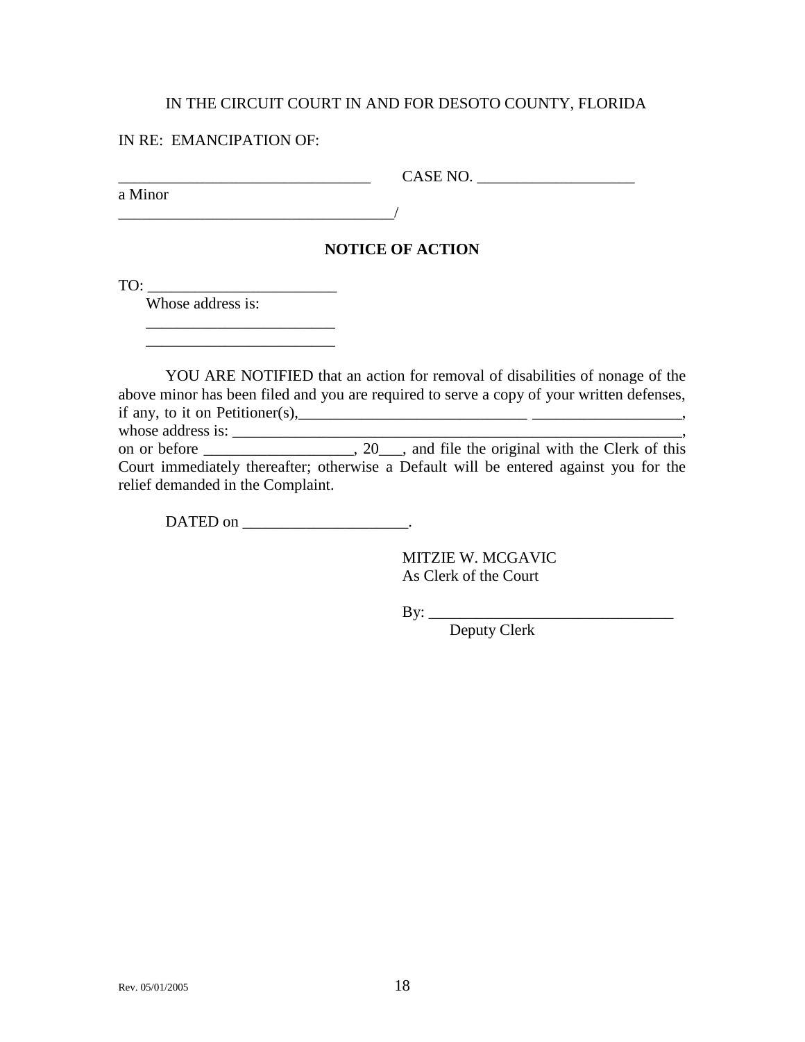IN THE CIRCUIT COURT IN AND FOR DESOTO COUNTY, FLORIDA

IN RE: EMANCIPATION OF:

________________________________ CASE NO. ____________________
a Minor
___________________________________/

**NOTICE OF ACTION**

TO: ________________________
Whose address is:
________________________
________________________

YOU ARE NOTIFIED that an action for removal of disabilities of nonage of the above minor has been filed and you are required to serve a copy of your written defenses, if any, to it on Petitioner(s),_____________________________ ___________________, whose address is: ____________________________________________________________, on or before ___________________, 20___, and file the original with the Clerk of this Court immediately thereafter; otherwise a Default will be entered against you for the relief demanded in the Complaint.

DATED on _____________________.

MITZIE W. MCGAVIC
As Clerk of the Court

By: _______________________________
Deputy Clerk

Rev. 05/01/2005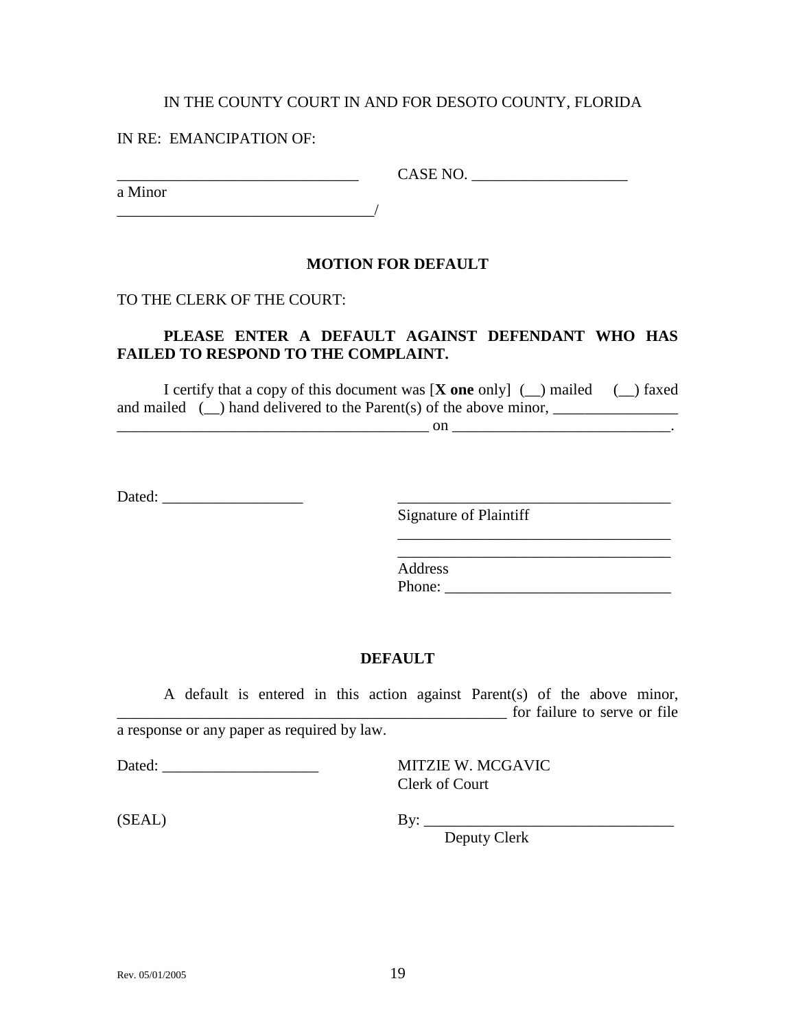IN THE COUNTY COURT IN AND FOR DESOTO COUNTY, FLORIDA

IN RE: EMANCIPATION OF:

_______________________________ CASE NO. ____________________

a Minor

_________________________________/

## MOTION FOR DEFAULT

TO THE CLERK OF THE COURT:

**PLEASE ENTER A DEFAULT AGAINST DEFENDANT WHO HAS FAILED TO RESPOND TO THE COMPLAINT.**

I certify that a copy of this document was [**X one** only] (__) mailed (__) faxed and mailed (__) hand delivered to the Parent(s) of the above minor, ________________ ________________________________________ on ____________________________.

Dated: __________________

___________________________________
Signature of Plaintiff

___________________________________
___________________________________
Address
Phone: _____________________________

## DEFAULT

A default is entered in this action against Parent(s) of the above minor, ____________________________________________________ for failure to serve or file a response or any paper as required by law.

Dated: ____________________

MITZIE W. MCGAVIC
Clerk of Court

(SEAL)

By: ________________________________
Deputy Clerk

Rev. 05/01/2005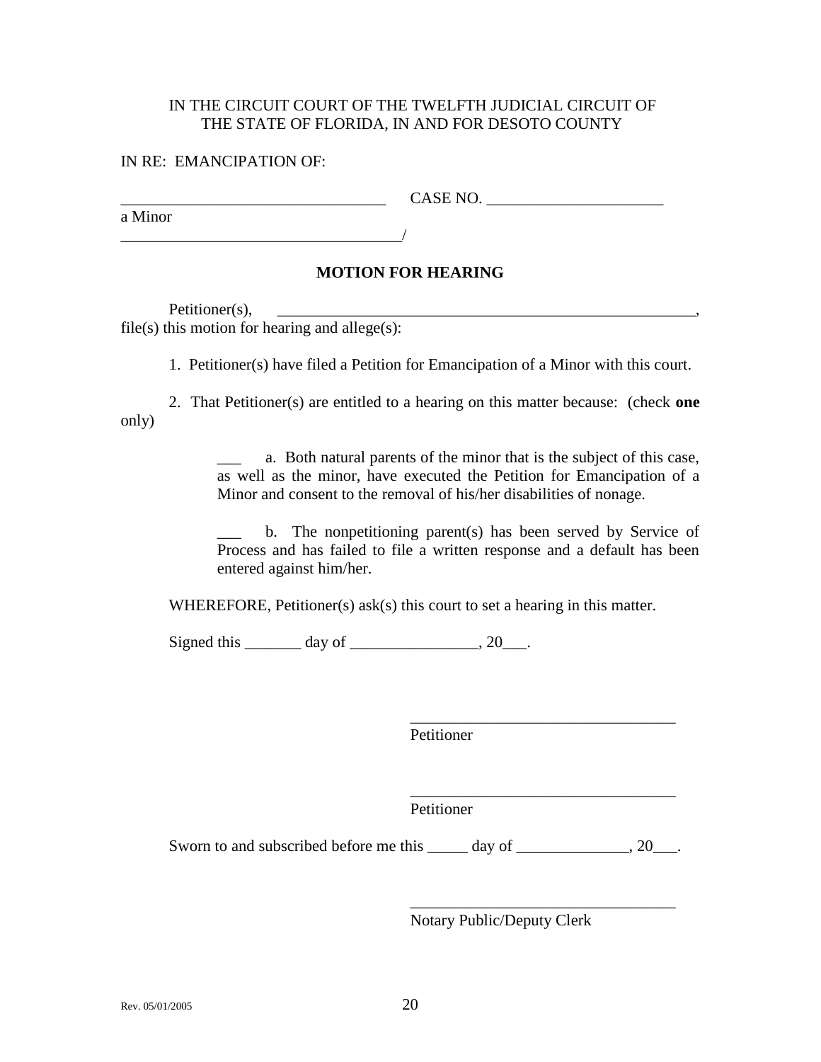IN THE CIRCUIT COURT OF THE TWELFTH JUDICIAL CIRCUIT OF THE STATE OF FLORIDA, IN AND FOR DESOTO COUNTY

IN RE: EMANCIPATION OF:

_________________________________ CASE NO. ______________________

a Minor

___________________________________/

**MOTION FOR HEARING**

Petitioner(s), _______________________________________________________, file(s) this motion for hearing and allege(s):

1. Petitioner(s) have filed a Petition for Emancipation of a Minor with this court.

2. That Petitioner(s) are entitled to a hearing on this matter because: (check **one** only)

___ a. Both natural parents of the minor that is the subject of this case, as well as the minor, have executed the Petition for Emancipation of a Minor and consent to the removal of his/her disabilities of nonage.

___ b. The nonpetitioning parent(s) has been served by Service of Process and has failed to file a written response and a default has been entered against him/her.

WHEREFORE, Petitioner(s) ask(s) this court to set a hearing in this matter.

Signed this _______ day of ________________, 20___.

_________________________________
Petitioner

_________________________________
Petitioner

Sworn to and subscribed before me this _____ day of ______________, 20___.

_________________________________
Notary Public/Deputy Clerk

Rev. 05/01/2005